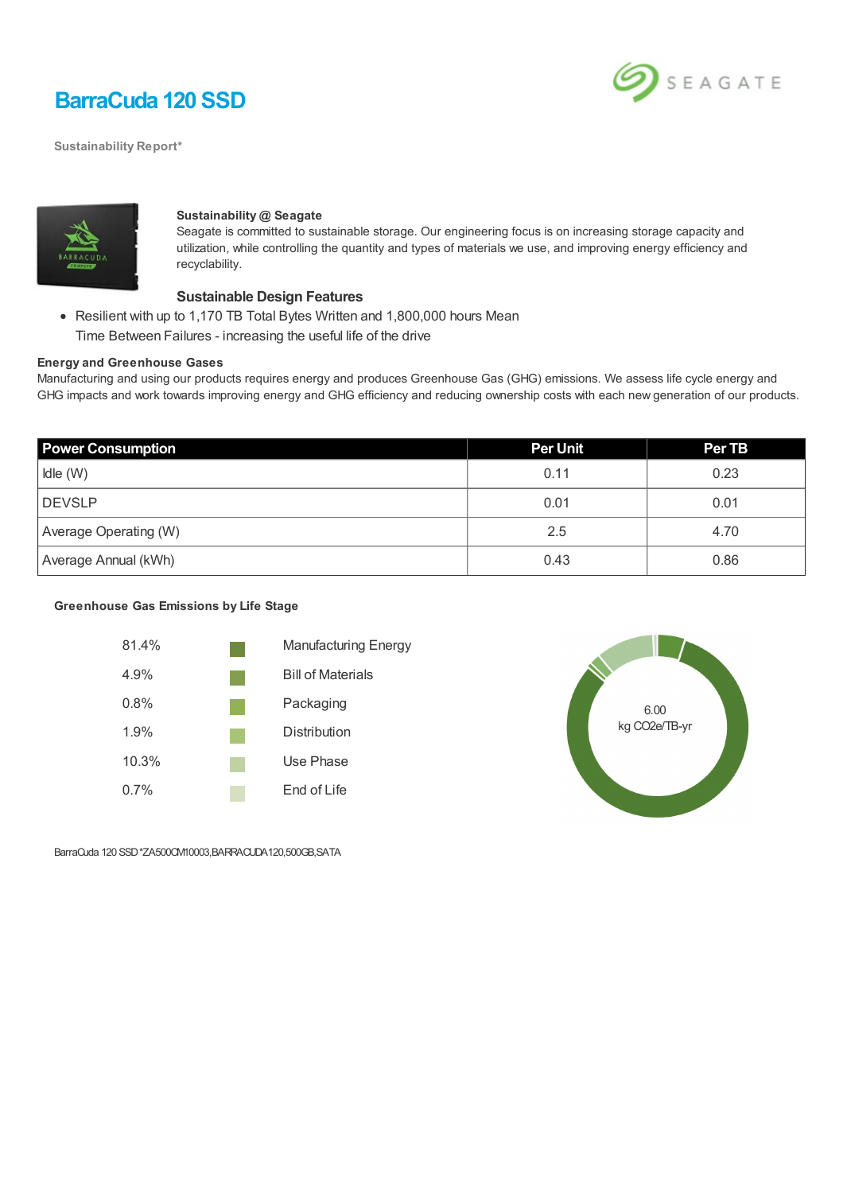# BarraCuda 120 SSD

Sustainability Report*

**Sustainability @ Seagate**

Seagate is committed to sustainable storage. Our engineering focus is on increasing storage capacity and utilization, while controlling the quantity and types of materials we use, and improving energy efficiency and recyclability.

### Sustainable Design Features

- Resilient with up to 1,170 TB Total Bytes Written and 1,800,000 hours Mean Time Between Failures - increasing the useful life of the drive

**Energy and Greenhouse Gases**

Manufacturing and using our products requires energy and produces Greenhouse Gas (GHG) emissions. We assess life cycle energy and GHG impacts and work towards improving energy and GHG efficiency and reducing ownership costs with each new generation of our products.

| Power Consumption | Per Unit | Per TB |
|---|---|---|
| Idle (W) | 0.11 | 0.23 |
| DEVSLP | 0.01 | 0.01 |
| Average Operating (W) | 2.5 | 4.70 |
| Average Annual (kWh) | 0.43 | 0.86 |

**Greenhouse Gas Emissions by Life Stage**

| | |
|---|---|
| 81.4% | Manufacturing Energy |
| 4.9% | Bill of Materials |
| 0.8% | Packaging |
| 1.9% | Distribution |
| 10.3% | Use Phase |
| 0.7% | End of Life |

6.00 kg CO2e/TB-yr

BarraCuda 120 SSD *ZA500CM10003,BARRACUDA120,500GB,SATA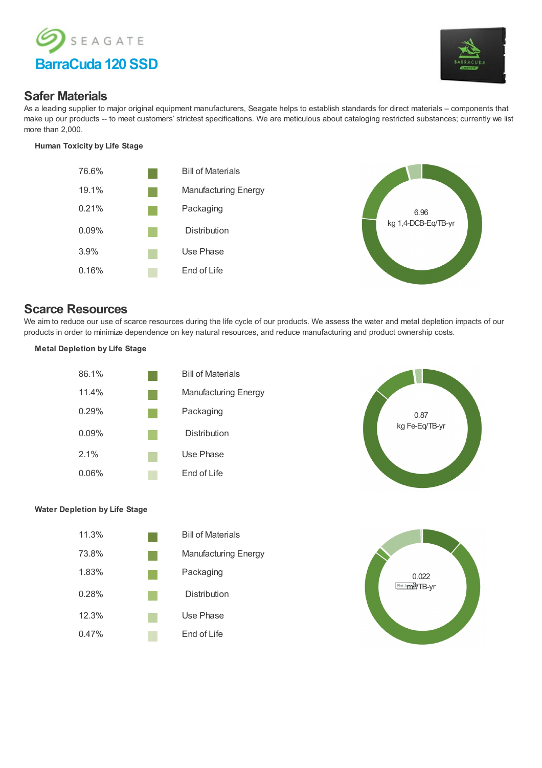# Seagate

## BarraCuda 120 SSD

## Safer Materials

As a leading supplier to major original equipment manufacturers, Seagate helps to establish standards for direct materials – components that make up our products -- to meet customers' strictest specifications. We are meticulous about cataloging restricted substances; currently we list more than 2,000.

### Human Toxicity by Life Stage

| | |
|---|---|
| 76.6% | Bill of Materials |
| 19.1% | Manufacturing Energy |
| 0.21% | Packaging |
| 0.09% | Distribution |
| 3.9% | Use Phase |
| 0.16% | End of Life |

6.96 kg 1,4-DCB-Eq/TB-yr

## Scarce Resources

We aim to reduce our use of scarce resources during the life cycle of our products. We assess the water and metal depletion impacts of our products in order to minimize dependence on key natural resources, and reduce manufacturing and product ownership costs.

### Metal Depletion by Life Stage

| | |
|---|---|
| 86.1% | Bill of Materials |
| 11.4% | Manufacturing Energy |
| 0.29% | Packaging |
| 0.09% | Distribution |
| 2.1% | Use Phase |
| 0.06% | End of Life |

0.87 kg Fe-Eq/TB-yr

### Water Depletion by Life Stage

| | |
|---|---|
| 11.3% | Bill of Materials |
| 73.8% | Manufacturing Energy |
| 1.83% | Packaging |
| 0.28% | Distribution |
| 12.3% | Use Phase |
| 0.47% | End of Life |

0.022 $m^3$/TB-yr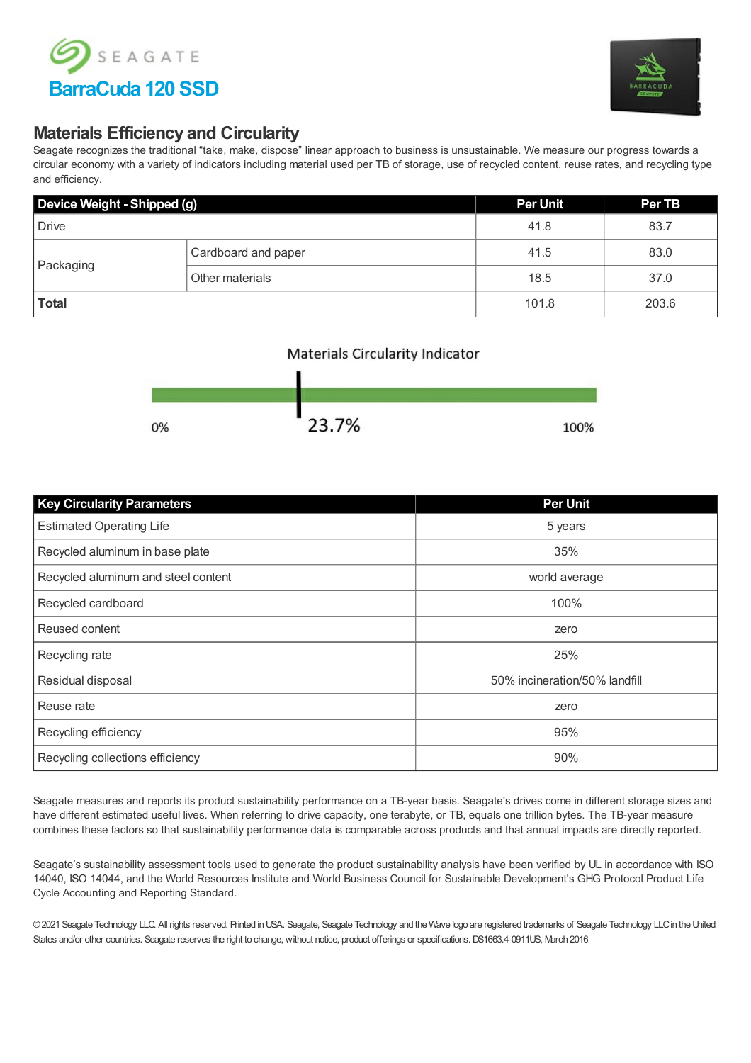SEAGATE

# BarraCuda 120 SSD

## Materials Efficiency and Circularity

Seagate recognizes the traditional “take, make, dispose” linear approach to business is unsustainable. We measure our progress towards a circular economy with a variety of indicators including material used per TB of storage, use of recycled content, reuse rates, and recycling type and efficiency.

| Device Weight - Shipped (g) | | Per Unit | Per TB |
|---|---|---|---|
| Drive | | 41.8 | 83.7 |
| Packaging | Cardboard and paper | 41.5 | 83.0 |
| | Other materials | 18.5 | 37.0 |
| **Total** | | 101.8 | 203.6 |

Materials Circularity Indicator

0%

23.7%

100%

| Key Circularity Parameters | Per Unit |
|---|---|
| Estimated Operating Life | 5 years |
| Recycled aluminum in base plate | 35% |
| Recycled aluminum and steel content | world average |
| Recycled cardboard | 100% |
| Reused content | zero |
| Recycling rate | 25% |
| Residual disposal | 50% incineration/50% landfill |
| Reuse rate | zero |
| Recycling efficiency | 95% |
| Recycling collections efficiency | 90% |

Seagate measures and reports its product sustainability performance on a TB-year basis. Seagate's drives come in different storage sizes and have different estimated useful lives. When referring to drive capacity, one terabyte, or TB, equals one trillion bytes. The TB-year measure combines these factors so that sustainability performance data is comparable across products and that annual impacts are directly reported.

Seagate’s sustainability assessment tools used to generate the product sustainability analysis have been verified by UL in accordance with ISO 14040, ISO 14044, and the World Resources Institute and World Business Council for Sustainable Development's GHG Protocol Product Life Cycle Accounting and Reporting Standard.

© 2021 Seagate Technology LLC. All rights reserved. Printed in USA. Seagate, Seagate Technology and the Wave logo are registered trademarks of Seagate Technology LLC in the United States and/or other countries. Seagate reserves the right to change, without notice, product offerings or specifications. DS1663.4-0911US, March 2016